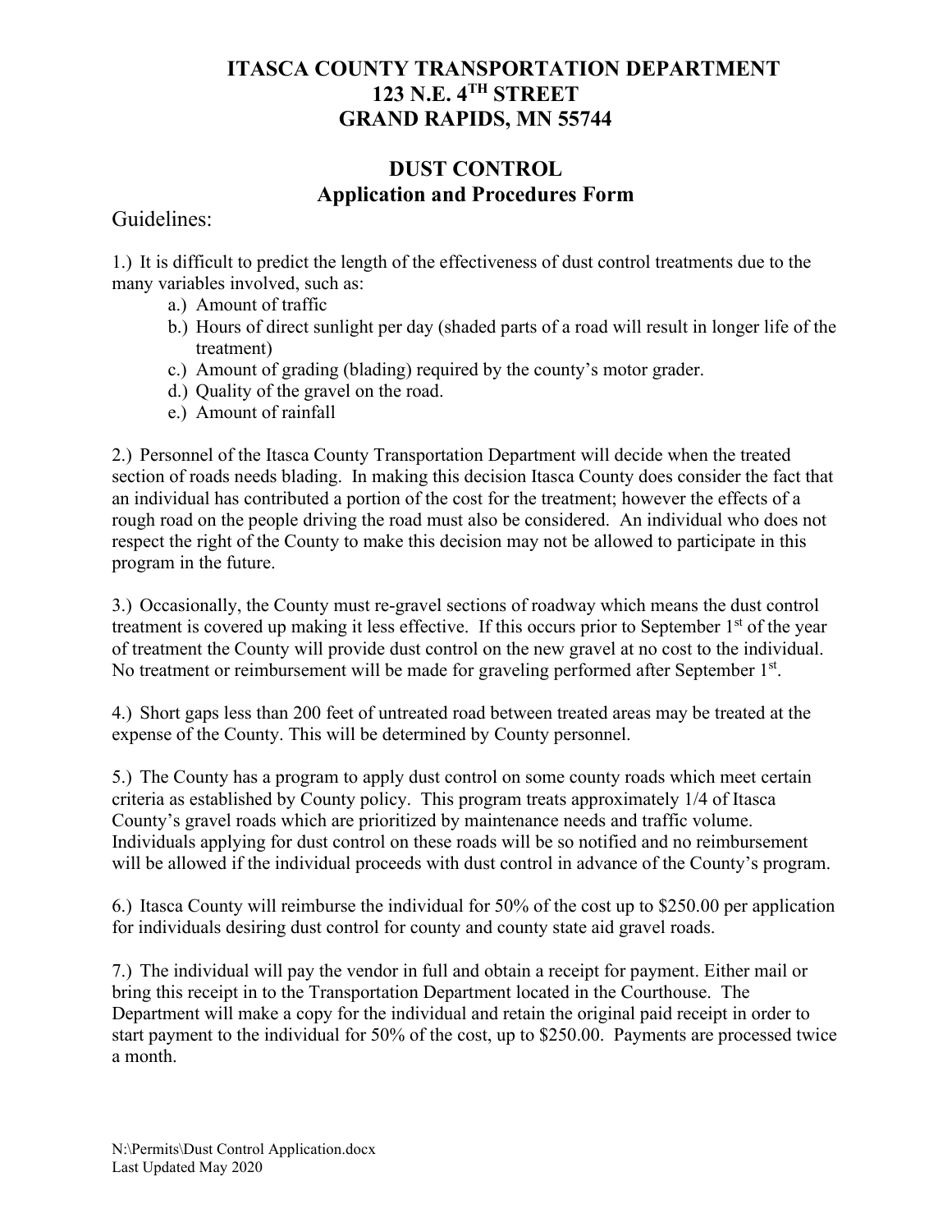# ITASCA COUNTY TRANSPORTATION DEPARTMENT
# 123 N.E. 4TH STREET
# GRAND RAPIDS, MN 55744

## DUST CONTROL
## Application and Procedures Form

Guidelines:

1.) It is difficult to predict the length of the effectiveness of dust control treatments due to the many variables involved, such as:

- a.) Amount of traffic
- b.) Hours of direct sunlight per day (shaded parts of a road will result in longer life of the treatment)
- c.) Amount of grading (blading) required by the county's motor grader.
- d.) Quality of the gravel on the road.
- e.) Amount of rainfall

2.) Personnel of the Itasca County Transportation Department will decide when the treated section of roads needs blading. In making this decision Itasca County does consider the fact that an individual has contributed a portion of the cost for the treatment; however the effects of a rough road on the people driving the road must also be considered. An individual who does not respect the right of the County to make this decision may not be allowed to participate in this program in the future.

3.) Occasionally, the County must re-gravel sections of roadway which means the dust control treatment is covered up making it less effective. If this occurs prior to September 1st of the year of treatment the County will provide dust control on the new gravel at no cost to the individual. No treatment or reimbursement will be made for graveling performed after September 1st.

4.) Short gaps less than 200 feet of untreated road between treated areas may be treated at the expense of the County. This will be determined by County personnel.

5.) The County has a program to apply dust control on some county roads which meet certain criteria as established by County policy. This program treats approximately 1/4 of Itasca County's gravel roads which are prioritized by maintenance needs and traffic volume. Individuals applying for dust control on these roads will be so notified and no reimbursement will be allowed if the individual proceeds with dust control in advance of the County's program.

6.) Itasca County will reimburse the individual for 50% of the cost up to $250.00 per application for individuals desiring dust control for county and county state aid gravel roads.

7.) The individual will pay the vendor in full and obtain a receipt for payment. Either mail or bring this receipt in to the Transportation Department located in the Courthouse. The Department will make a copy for the individual and retain the original paid receipt in order to start payment to the individual for 50% of the cost, up to $250.00. Payments are processed twice a month.

N:\Permits\Dust Control Application.docx
Last Updated May 2020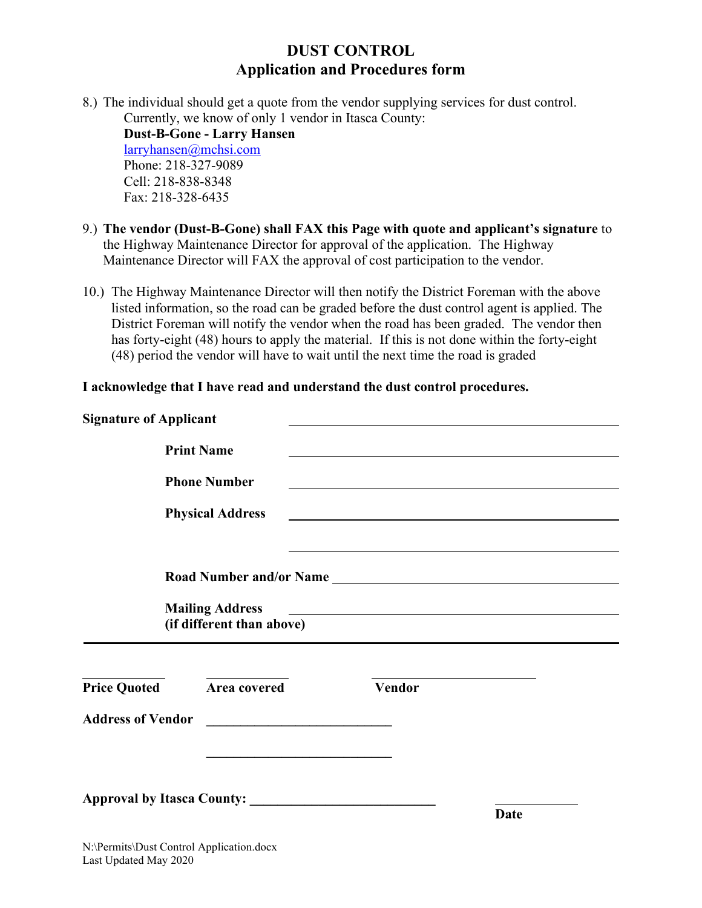# DUST CONTROL
## Application and Procedures form

8.) The individual should get a quote from the vendor supplying services for dust control.
   Currently, we know of only 1 vendor in Itasca County:
   **Dust-B-Gone - Larry Hansen**
   larryhansen@mchsi.com
   Phone: 218-327-9089
   Cell: 218-838-8348
   Fax: 218-328-6435

9.) **The vendor (Dust-B-Gone) shall FAX this Page with quote and applicant's signature** to the Highway Maintenance Director for approval of the application. The Highway Maintenance Director will FAX the approval of cost participation to the vendor.

10.) The Highway Maintenance Director will then notify the District Foreman with the above listed information, so the road can be graded before the dust control agent is applied. The District Foreman will notify the vendor when the road has been graded. The vendor then has forty-eight (48) hours to apply the material. If this is not done within the forty-eight (48) period the vendor will have to wait until the next time the road is graded

**I acknowledge that I have read and understand the dust control procedures.**

**Signature of Applicant** ______________________________

**Print Name** ______________________________

**Phone Number** ______________________________

**Physical Address** ______________________________

______________________________

**Road Number and/or Name** ______________________________

**Mailing Address (if different than above)** ______________________________

---

______________ ______________ ______________________

**Price Quoted** **Area covered** **Vendor**

**Address of Vendor** ___________________________

___________________________

**Approval by Itasca County:** ___________________________ ____________ **Date**

N:\Permits\Dust Control Application.docx
Last Updated May 2020